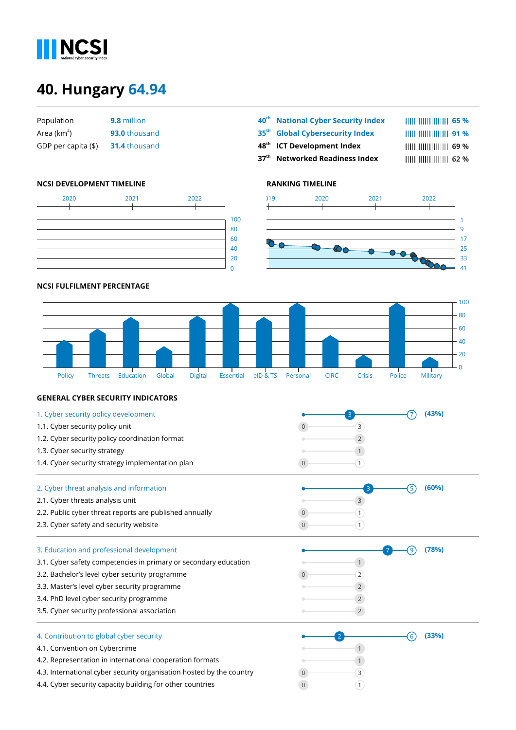NCSI
national cyber security index

# 40. Hungary 64.94

| | |
|---|---|
| Population | 9.8 million |
| Area (km²) | 93.0 thousand |
| GDP per capita ($) | 31.4 thousand |

| Rank | Index | Score |
|---|---|---|
| 40th | National Cyber Security Index | 65 % |
| 35th | Global Cybersecurity Index | 91 % |
| 48th | ICT Development Index | 69 % |
| 37th | Networked Readiness Index | 62 % |

## NCSI DEVELOPMENT TIMELINE

## RANKING TIMELINE

## NCSI FULFILMENT PERCENTAGE

Policy, Threats, Education, Global, Digital, Essential, eID & TS, Personal, CIRC, Crisis, Police, Military

## GENERAL CYBER SECURITY INDICATORS

| Indicator | Score | Max | % |
|---|---|---|---|
| **1. Cyber security policy development** | 3 | 7 | (43%) |
| 1.1. Cyber security policy unit | 0 | 3 | |
| 1.2. Cyber security policy coordination format | | 2 | |
| 1.3. Cyber security strategy | | 1 | |
| 1.4. Cyber security strategy implementation plan | 0 | 1 | |
| **2. Cyber threat analysis and information** | 3 | 5 | (60%) |
| 2.1. Cyber threats analysis unit | | 3 | |
| 2.2. Public cyber threat reports are published annually | 0 | 1 | |
| 2.3. Cyber safety and security website | 0 | 1 | |
| **3. Education and professional development** | 7 | 9 | (78%) |
| 3.1. Cyber safety competencies in primary or secondary education | | 1 | |
| 3.2. Bachelor's level cyber security programme | 0 | 2 | |
| 3.3. Master's level cyber security programme | | 2 | |
| 3.4. PhD level cyber security programme | | 2 | |
| 3.5. Cyber security professional association | | 2 | |
| **4. Contribution to global cyber security** | 2 | 6 | (33%) |
| 4.1. Convention on Cybercrime | | 1 | |
| 4.2. Representation in international cooperation formats | | 1 | |
| 4.3. International cyber security organisation hosted by the country | 0 | 3 | |
| 4.4. Cyber security capacity building for other countries | 0 | 1 | |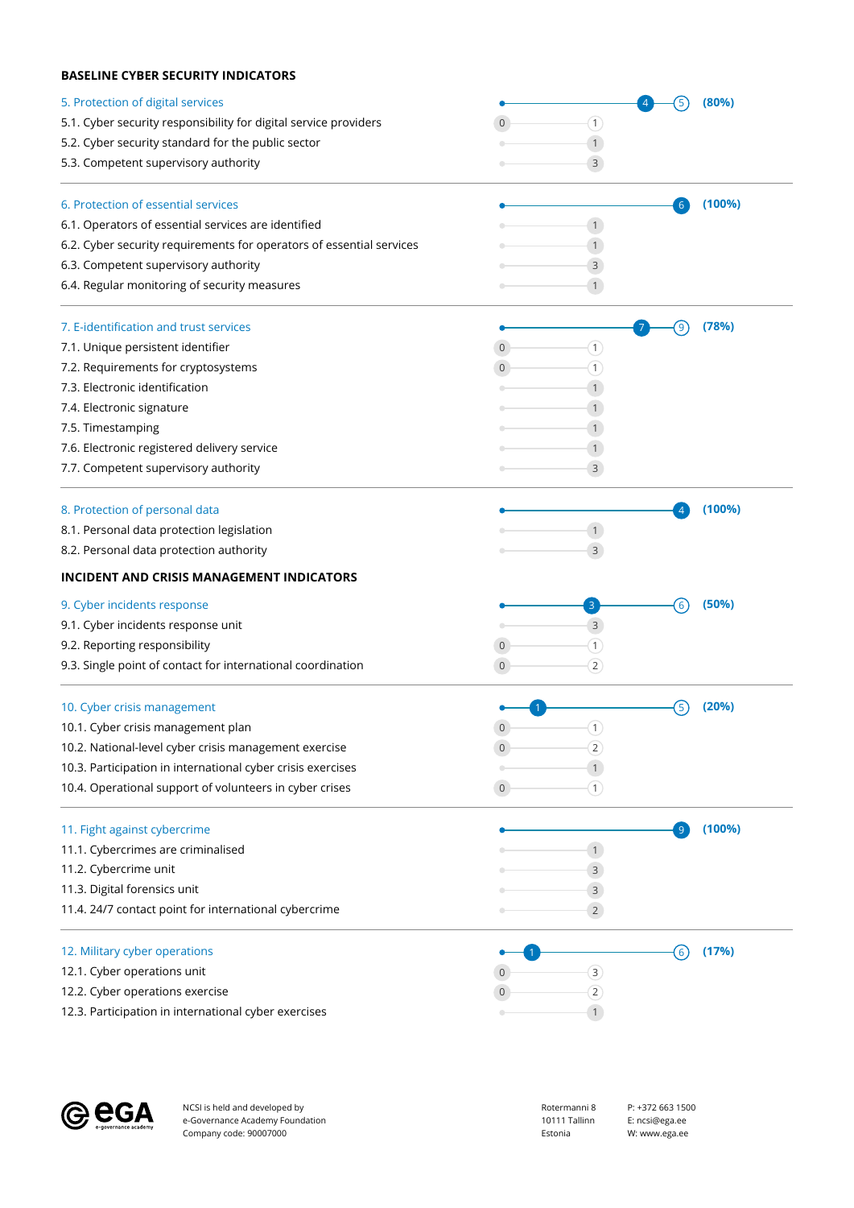## BASELINE CYBER SECURITY INDICATORS

| Indicator | Score | Max | % |
|---|---|---|---|
| 5. Protection of digital services | 4 | 5 | (80%) |
| 5.1. Cyber security responsibility for digital service providers | 0 | 1 | |
| 5.2. Cyber security standard for the public sector | 1 | 1 | |
| 5.3. Competent supervisory authority | 3 | 3 | |
| 6. Protection of essential services | 6 | 6 | (100%) |
| 6.1. Operators of essential services are identified | 1 | 1 | |
| 6.2. Cyber security requirements for operators of essential services | 1 | 1 | |
| 6.3. Competent supervisory authority | 3 | 3 | |
| 6.4. Regular monitoring of security measures | 1 | 1 | |
| 7. E-identification and trust services | 7 | 9 | (78%) |
| 7.1. Unique persistent identifier | 0 | 1 | |
| 7.2. Requirements for cryptosystems | 0 | 1 | |
| 7.3. Electronic identification | 1 | 1 | |
| 7.4. Electronic signature | 1 | 1 | |
| 7.5. Timestamping | 1 | 1 | |
| 7.6. Electronic registered delivery service | 1 | 1 | |
| 7.7. Competent supervisory authority | 3 | 3 | |
| 8. Protection of personal data | 4 | 4 | (100%) |
| 8.1. Personal data protection legislation | 1 | 1 | |
| 8.2. Personal data protection authority | 3 | 3 | |

## INCIDENT AND CRISIS MANAGEMENT INDICATORS

| Indicator | Score | Max | % |
|---|---|---|---|
| 9. Cyber incidents response | 3 | 6 | (50%) |
| 9.1. Cyber incidents response unit | 3 | 3 | |
| 9.2. Reporting responsibility | 0 | 1 | |
| 9.3. Single point of contact for international coordination | 0 | 2 | |
| 10. Cyber crisis management | 1 | 5 | (20%) |
| 10.1. Cyber crisis management plan | 0 | 1 | |
| 10.2. National-level cyber crisis management exercise | 0 | 2 | |
| 10.3. Participation in international cyber crisis exercises | 1 | 1 | |
| 10.4. Operational support of volunteers in cyber crises | 0 | 1 | |
| 11. Fight against cybercrime | 9 | 9 | (100%) |
| 11.1. Cybercrimes are criminalised | 1 | 1 | |
| 11.2. Cybercrime unit | 3 | 3 | |
| 11.3. Digital forensics unit | 3 | 3 | |
| 11.4. 24/7 contact point for international cybercrime | 2 | 2 | |
| 12. Military cyber operations | 1 | 6 | (17%) |
| 12.1. Cyber operations unit | 0 | 3 | |
| 12.2. Cyber operations exercise | 0 | 2 | |
| 12.3. Participation in international cyber exercises | 1 | 1 | |

eGA e-governance academy

NCSI is held and developed by
e-Governance Academy Foundation
Company code: 90007000

Rotermanni 8
10111 Tallinn
Estonia

P: +372 663 1500
E: ncsi@ega.ee
W: www.ega.ee